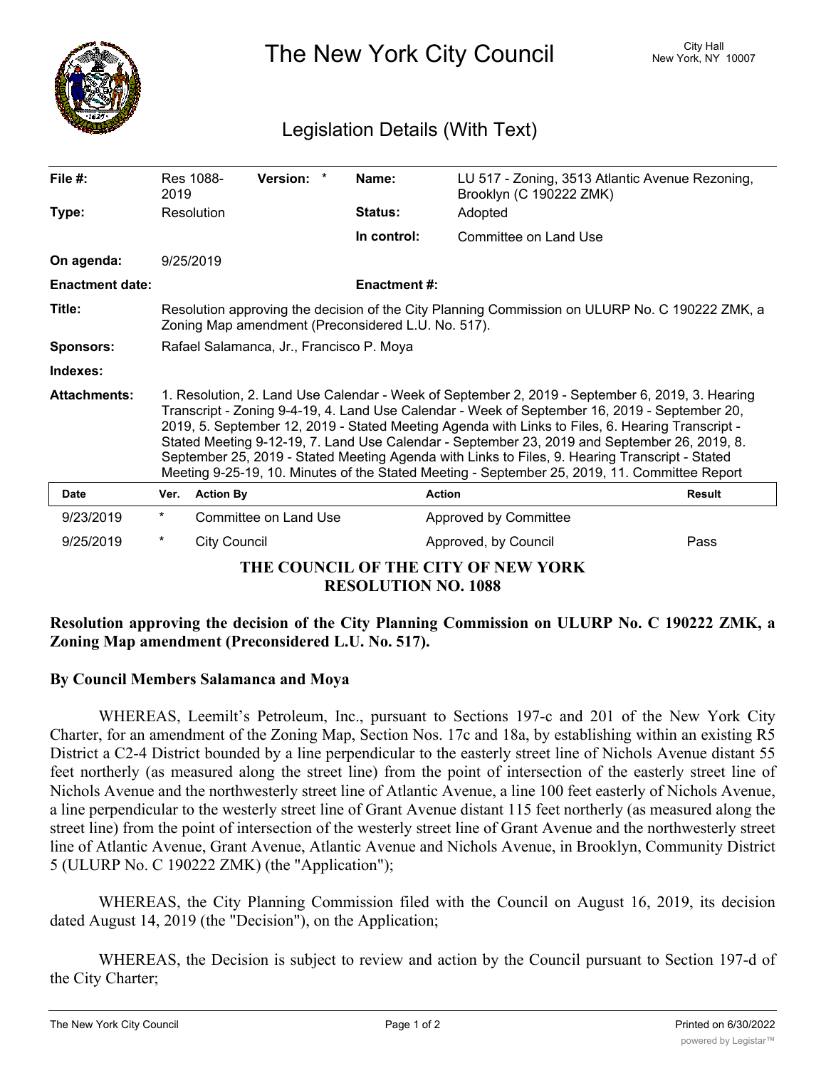# The New York City Council

City Hall
New York, NY 10007

## Legislation Details (With Text)

| | | | |
|---|---|---|---|
| **File #:** | Res 1088-2019 **Version:** * | **Name:** | LU 517 - Zoning, 3513 Atlantic Avenue Rezoning, Brooklyn (C 190222 ZMK) |
| **Type:** | Resolution | **Status:** | Adopted |
| | | **In control:** | Committee on Land Use |
| **On agenda:** | 9/25/2019 | | |
| **Enactment date:** | | **Enactment #:** | |
| **Title:** | Resolution approving the decision of the City Planning Commission on ULURP No. C 190222 ZMK, a Zoning Map amendment (Preconsidered L.U. No. 517). | | |
| **Sponsors:** | Rafael Salamanca, Jr., Francisco P. Moya | | |
| **Indexes:** | | | |
| **Attachments:** | 1. Resolution, 2. Land Use Calendar - Week of September 2, 2019 - September 6, 2019, 3. Hearing Transcript - Zoning 9-4-19, 4. Land Use Calendar - Week of September 16, 2019 - September 20, 2019, 5. September 12, 2019 - Stated Meeting Agenda with Links to Files, 6. Hearing Transcript - Stated Meeting 9-12-19, 7. Land Use Calendar - September 23, 2019 and September 26, 2019, 8. September 25, 2019 - Stated Meeting Agenda with Links to Files, 9. Hearing Transcript - Stated Meeting 9-25-19, 10. Minutes of the Stated Meeting - September 25, 2019, 11. Committee Report | | |

| Date | Ver. | Action By | Action | Result |
|---|---|---|---|---|
| 9/23/2019 | * | Committee on Land Use | Approved by Committee | |
| 9/25/2019 | * | City Council | Approved, by Council | Pass |

**THE COUNCIL OF THE CITY OF NEW YORK**
**RESOLUTION NO. 1088**

**Resolution approving the decision of the City Planning Commission on ULURP No. C 190222 ZMK, a Zoning Map amendment (Preconsidered L.U. No. 517).**

**By Council Members Salamanca and Moya**

WHEREAS, Leemilt's Petroleum, Inc., pursuant to Sections 197-c and 201 of the New York City Charter, for an amendment of the Zoning Map, Section Nos. 17c and 18a, by establishing within an existing R5 District a C2-4 District bounded by a line perpendicular to the easterly street line of Nichols Avenue distant 55 feet northerly (as measured along the street line) from the point of intersection of the easterly street line of Nichols Avenue and the northwesterly street line of Atlantic Avenue, a line 100 feet easterly of Nichols Avenue, a line perpendicular to the westerly street line of Grant Avenue distant 115 feet northerly (as measured along the street line) from the point of intersection of the westerly street line of Grant Avenue and the northwesterly street line of Atlantic Avenue, Grant Avenue, Atlantic Avenue and Nichols Avenue, in Brooklyn, Community District 5 (ULURP No. C 190222 ZMK) (the "Application");

WHEREAS, the City Planning Commission filed with the Council on August 16, 2019, its decision dated August 14, 2019 (the "Decision"), on the Application;

WHEREAS, the Decision is subject to review and action by the Council pursuant to Section 197-d of the City Charter;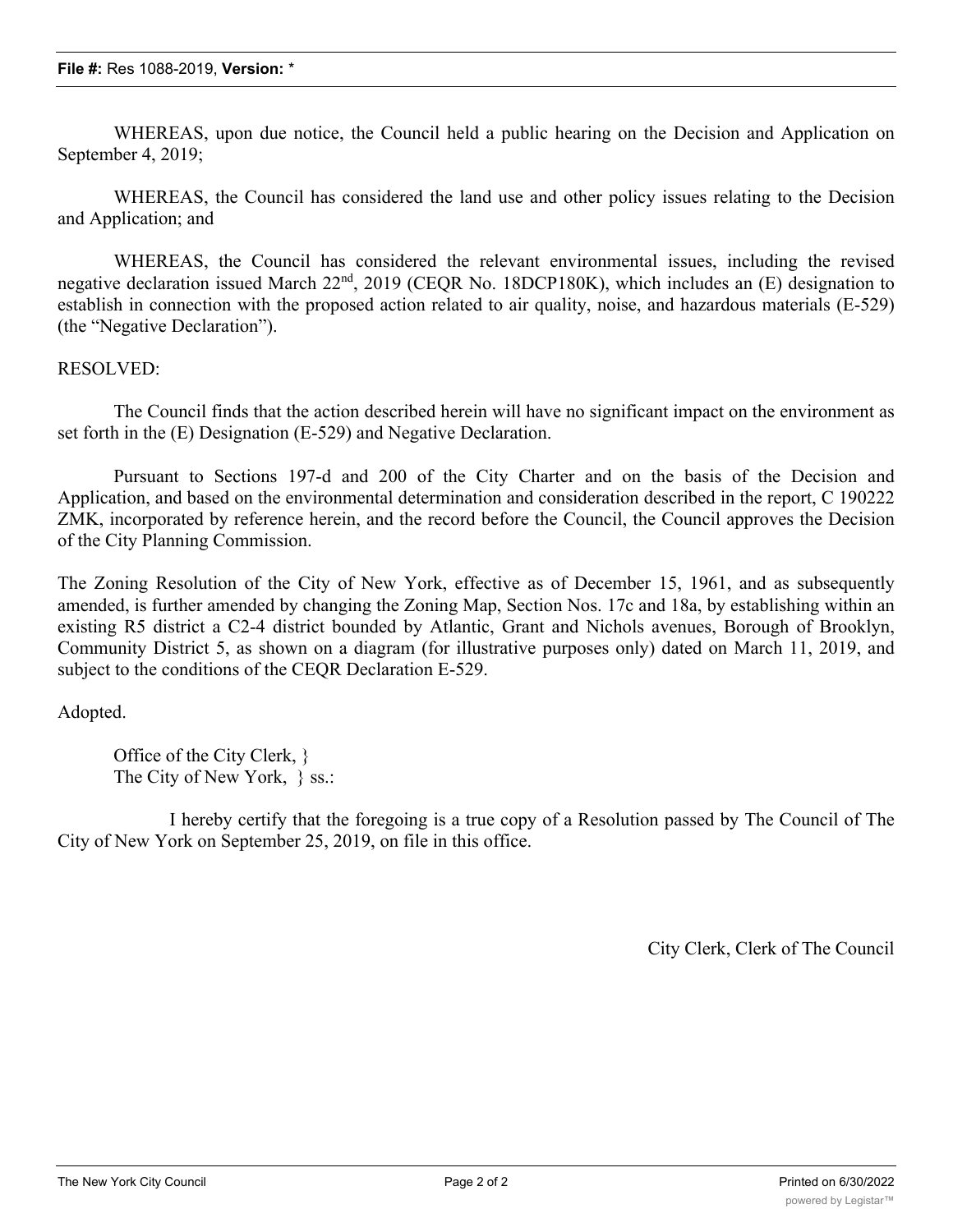WHEREAS, upon due notice, the Council held a public hearing on the Decision and Application on September 4, 2019;

WHEREAS, the Council has considered the land use and other policy issues relating to the Decision and Application; and

WHEREAS, the Council has considered the relevant environmental issues, including the revised negative declaration issued March 22nd, 2019 (CEQR No. 18DCP180K), which includes an (E) designation to establish in connection with the proposed action related to air quality, noise, and hazardous materials (E-529) (the "Negative Declaration").

RESOLVED:

The Council finds that the action described herein will have no significant impact on the environment as set forth in the (E) Designation (E-529) and Negative Declaration.

Pursuant to Sections 197-d and 200 of the City Charter and on the basis of the Decision and Application, and based on the environmental determination and consideration described in the report, C 190222 ZMK, incorporated by reference herein, and the record before the Council, the Council approves the Decision of the City Planning Commission.

The Zoning Resolution of the City of New York, effective as of December 15, 1961, and as subsequently amended, is further amended by changing the Zoning Map, Section Nos. 17c and 18a, by establishing within an existing R5 district a C2-4 district bounded by Atlantic, Grant and Nichols avenues, Borough of Brooklyn, Community District 5, as shown on a diagram (for illustrative purposes only) dated on March 11, 2019, and subject to the conditions of the CEQR Declaration E-529.

Adopted.

Office of the City Clerk, }
The City of New York, } ss.:

I hereby certify that the foregoing is a true copy of a Resolution passed by The Council of The City of New York on September 25, 2019, on file in this office.

City Clerk, Clerk of The Council